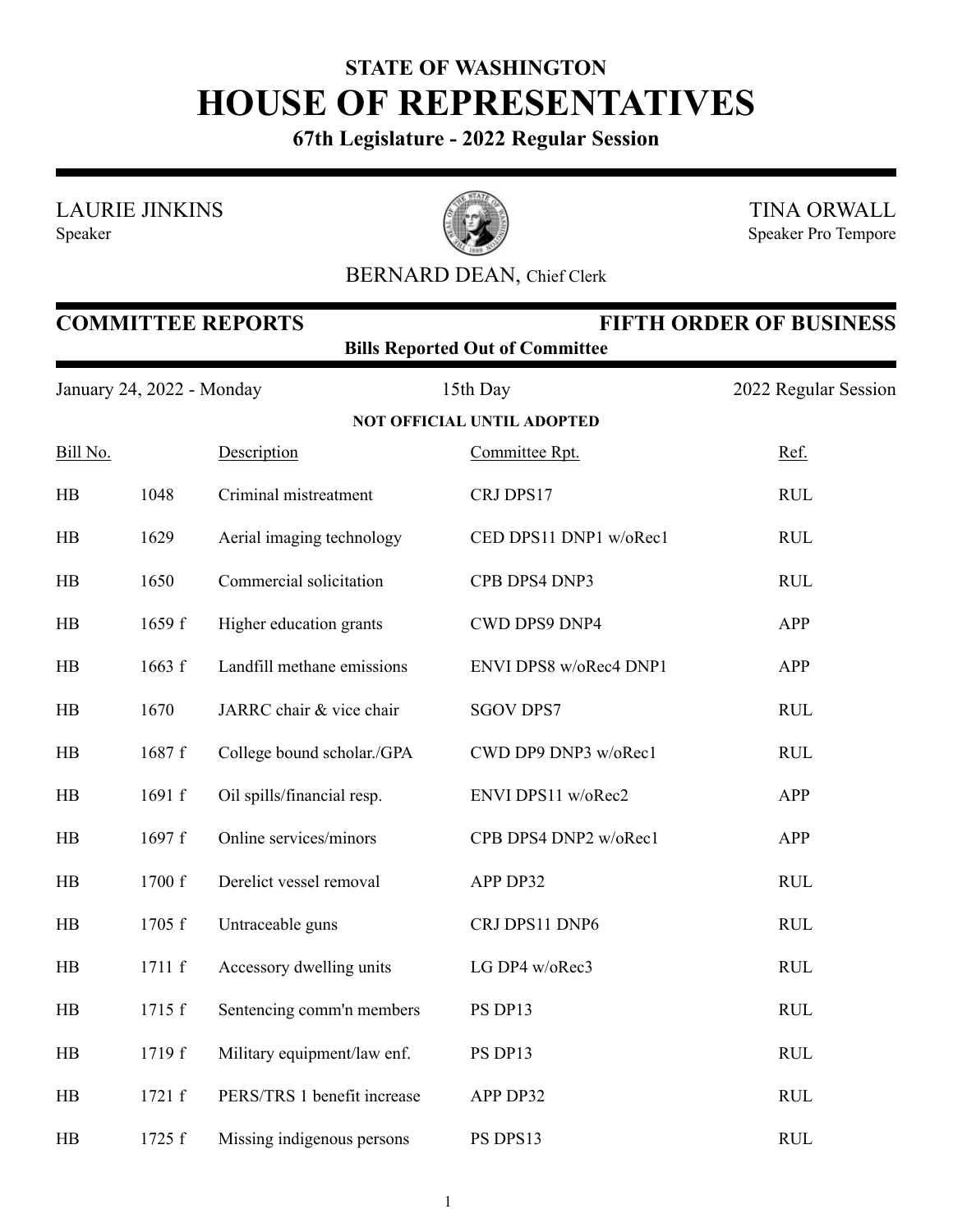**STATE OF WASHINGTON**

# HOUSE OF REPRESENTATIVES

**67th Legislature - 2022 Regular Session**

LAURIE JINKINS
Speaker

TINA ORWALL
Speaker Pro Tempore

BERNARD DEAN, Chief Clerk

## COMMITTEE REPORTS — FIFTH ORDER OF BUSINESS

**Bills Reported Out of Committee**

January 24, 2022 - Monday | 15th Day | 2022 Regular Session

**NOT OFFICIAL UNTIL ADOPTED**

| Bill No. | | Description | Committee Rpt. | Ref. |
|---|---|---|---|---|
| HB | 1048 | Criminal mistreatment | CRJ DPS17 | RUL |
| HB | 1629 | Aerial imaging technology | CED DPS11 DNP1 w/oRec1 | RUL |
| HB | 1650 | Commercial solicitation | CPB DPS4 DNP3 | RUL |
| HB | 1659 f | Higher education grants | CWD DPS9 DNP4 | APP |
| HB | 1663 f | Landfill methane emissions | ENVI DPS8 w/oRec4 DNP1 | APP |
| HB | 1670 | JARRC chair & vice chair | SGOV DPS7 | RUL |
| HB | 1687 f | College bound scholar./GPA | CWD DP9 DNP3 w/oRec1 | RUL |
| HB | 1691 f | Oil spills/financial resp. | ENVI DPS11 w/oRec2 | APP |
| HB | 1697 f | Online services/minors | CPB DPS4 DNP2 w/oRec1 | APP |
| HB | 1700 f | Derelict vessel removal | APP DP32 | RUL |
| HB | 1705 f | Untraceable guns | CRJ DPS11 DNP6 | RUL |
| HB | 1711 f | Accessory dwelling units | LG DP4 w/oRec3 | RUL |
| HB | 1715 f | Sentencing comm'n members | PS DP13 | RUL |
| HB | 1719 f | Military equipment/law enf. | PS DP13 | RUL |
| HB | 1721 f | PERS/TRS 1 benefit increase | APP DP32 | RUL |
| HB | 1725 f | Missing indigenous persons | PS DPS13 | RUL |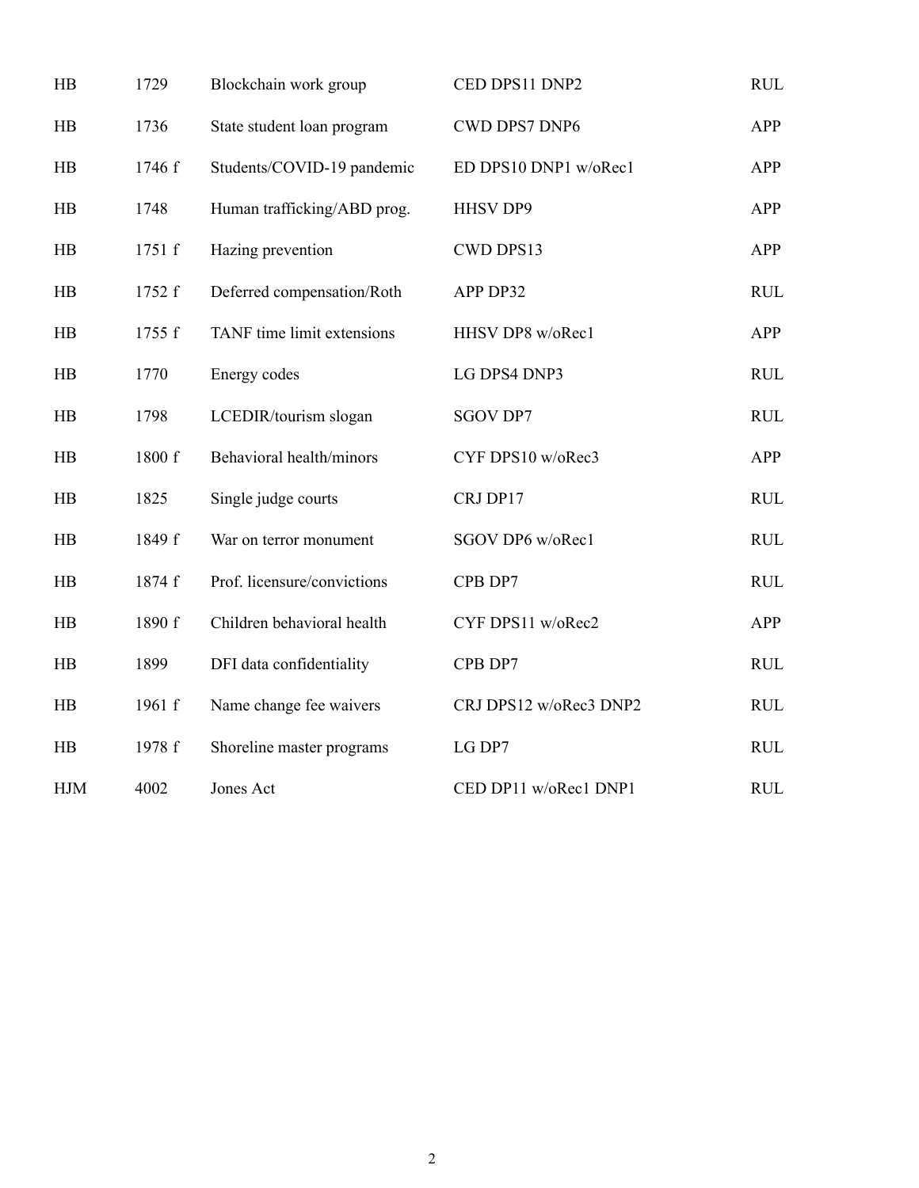| | | | | |
|---|---|---|---|---|
| HB | 1729 | Blockchain work group | CED DPS11 DNP2 | RUL |
| HB | 1736 | State student loan program | CWD DPS7 DNP6 | APP |
| HB | 1746 f | Students/COVID-19 pandemic | ED DPS10 DNP1 w/oRec1 | APP |
| HB | 1748 | Human trafficking/ABD prog. | HHSV DP9 | APP |
| HB | 1751 f | Hazing prevention | CWD DPS13 | APP |
| HB | 1752 f | Deferred compensation/Roth | APP DP32 | RUL |
| HB | 1755 f | TANF time limit extensions | HHSV DP8 w/oRec1 | APP |
| HB | 1770 | Energy codes | LG DPS4 DNP3 | RUL |
| HB | 1798 | LCEDIR/tourism slogan | SGOV DP7 | RUL |
| HB | 1800 f | Behavioral health/minors | CYF DPS10 w/oRec3 | APP |
| HB | 1825 | Single judge courts | CRJ DP17 | RUL |
| HB | 1849 f | War on terror monument | SGOV DP6 w/oRec1 | RUL |
| HB | 1874 f | Prof. licensure/convictions | CPB DP7 | RUL |
| HB | 1890 f | Children behavioral health | CYF DPS11 w/oRec2 | APP |
| HB | 1899 | DFI data confidentiality | CPB DP7 | RUL |
| HB | 1961 f | Name change fee waivers | CRJ DPS12 w/oRec3 DNP2 | RUL |
| HB | 1978 f | Shoreline master programs | LG DP7 | RUL |
| HJM | 4002 | Jones Act | CED DP11 w/oRec1 DNP1 | RUL |